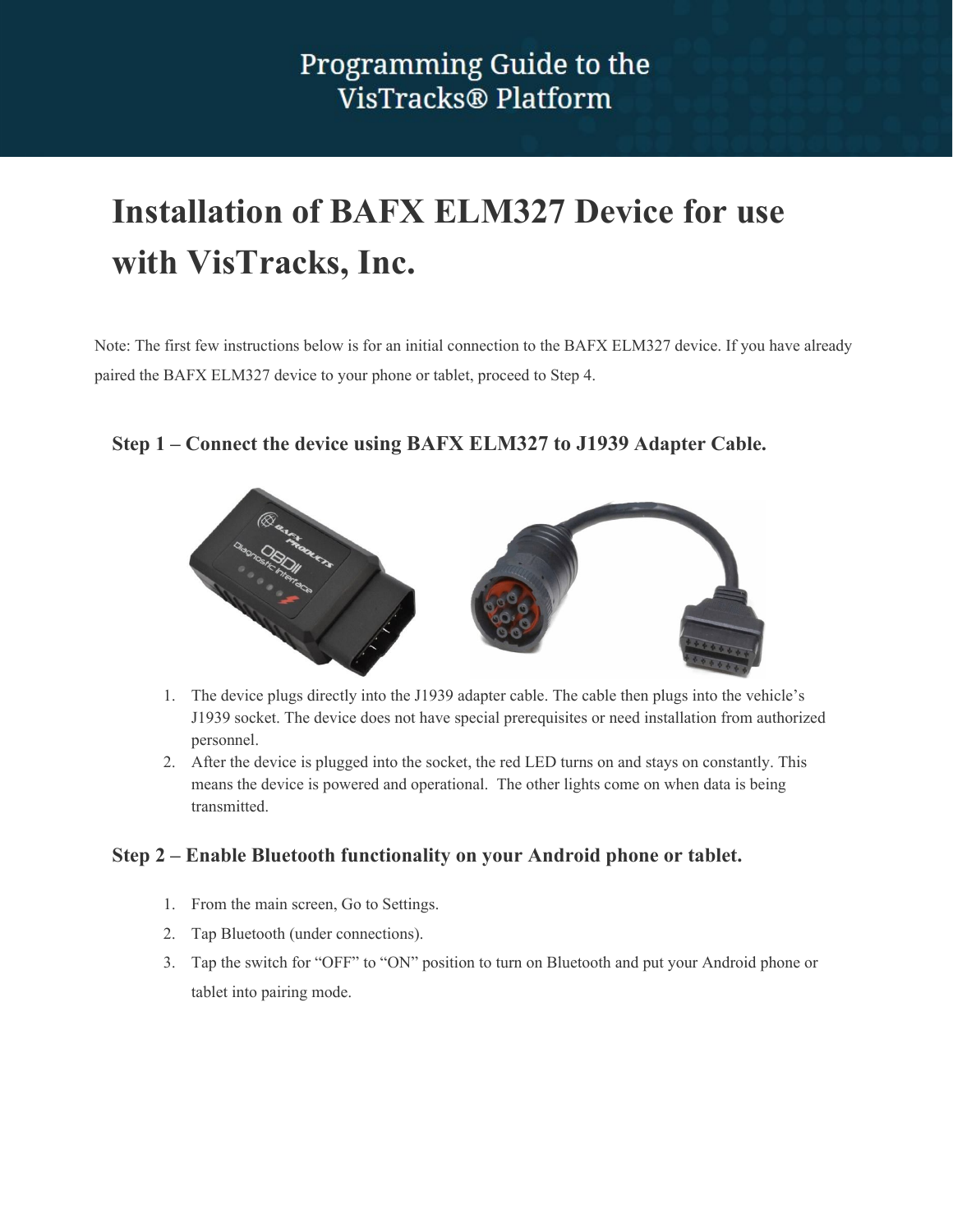# Programming Guide to the VisTracks® Platform

## Installation of BAFX ELM327 Device for use with VisTracks, Inc.

Note: The first few instructions below is for an initial connection to the BAFX ELM327 device. If you have already paired the BAFX ELM327 device to your phone or tablet, proceed to Step 4.

### Step 1 – Connect the device using BAFX ELM327 to J1939 Adapter Cable.

1. The device plugs directly into the J1939 adapter cable. The cable then plugs into the vehicle's J1939 socket. The device does not have special prerequisites or need installation from authorized personnel.
2. After the device is plugged into the socket, the red LED turns on and stays on constantly. This means the device is powered and operational. The other lights come on when data is being transmitted.

### Step 2 – Enable Bluetooth functionality on your Android phone or tablet.

1. From the main screen, Go to Settings.
2. Tap Bluetooth (under connections).
3. Tap the switch for "OFF" to "ON" position to turn on Bluetooth and put your Android phone or tablet into pairing mode.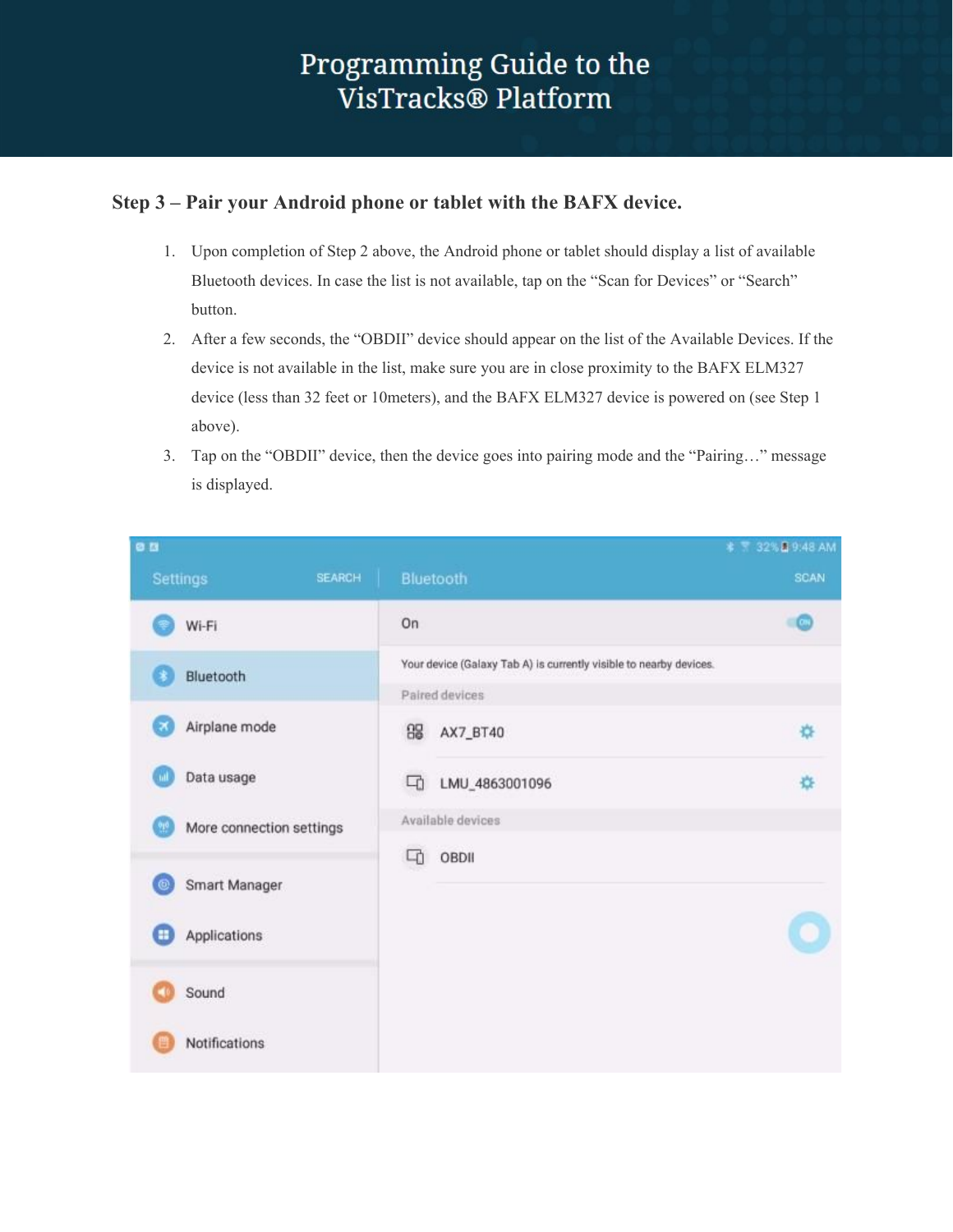# Programming Guide to the VisTracks® Platform

## Step 3 – Pair your Android phone or tablet with the BAFX device.

1. Upon completion of Step 2 above, the Android phone or tablet should display a list of available Bluetooth devices. In case the list is not available, tap on the "Scan for Devices" or "Search" button.
2. After a few seconds, the "OBDII" device should appear on the list of the Available Devices. If the device is not available in the list, make sure you are in close proximity to the BAFX ELM327 device (less than 32 feet or 10meters), and the BAFX ELM327 device is powered on (see Step 1 above).
3. Tap on the "OBDII" device, then the device goes into pairing mode and the "Pairing…" message is displayed.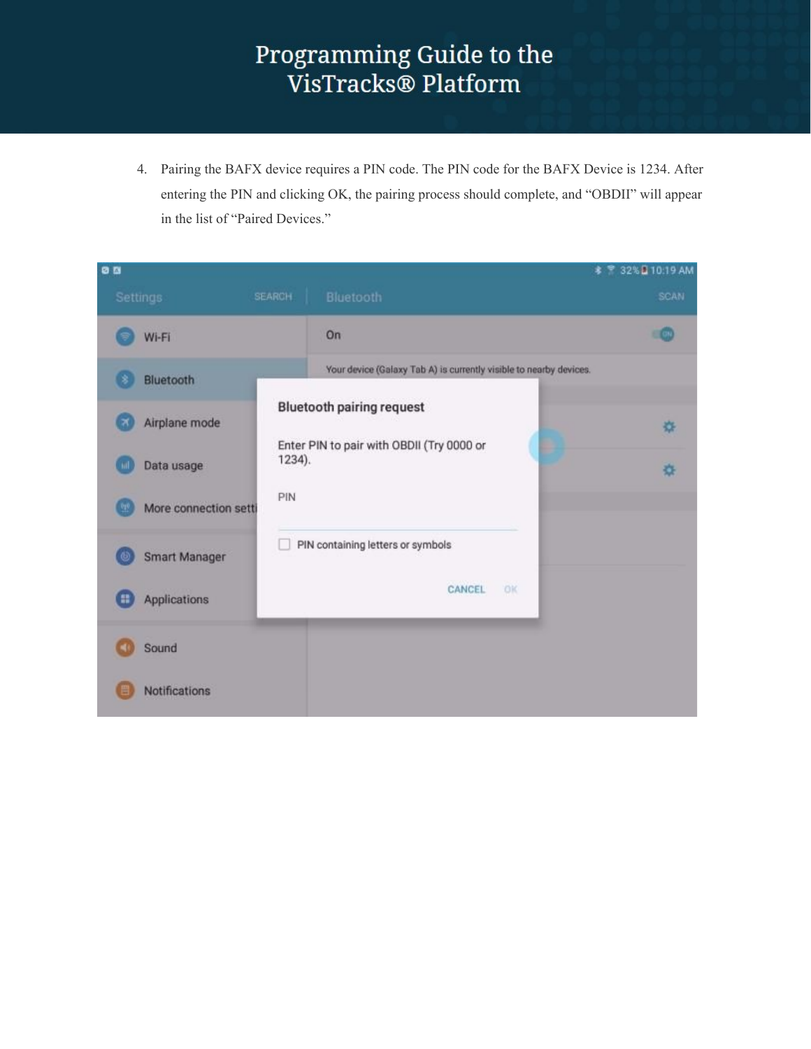4. Pairing the BAFX device requires a PIN code. The PIN code for the BAFX Device is 1234. After entering the PIN and clicking OK, the pairing process should complete, and "OBDII" will appear in the list of "Paired Devices."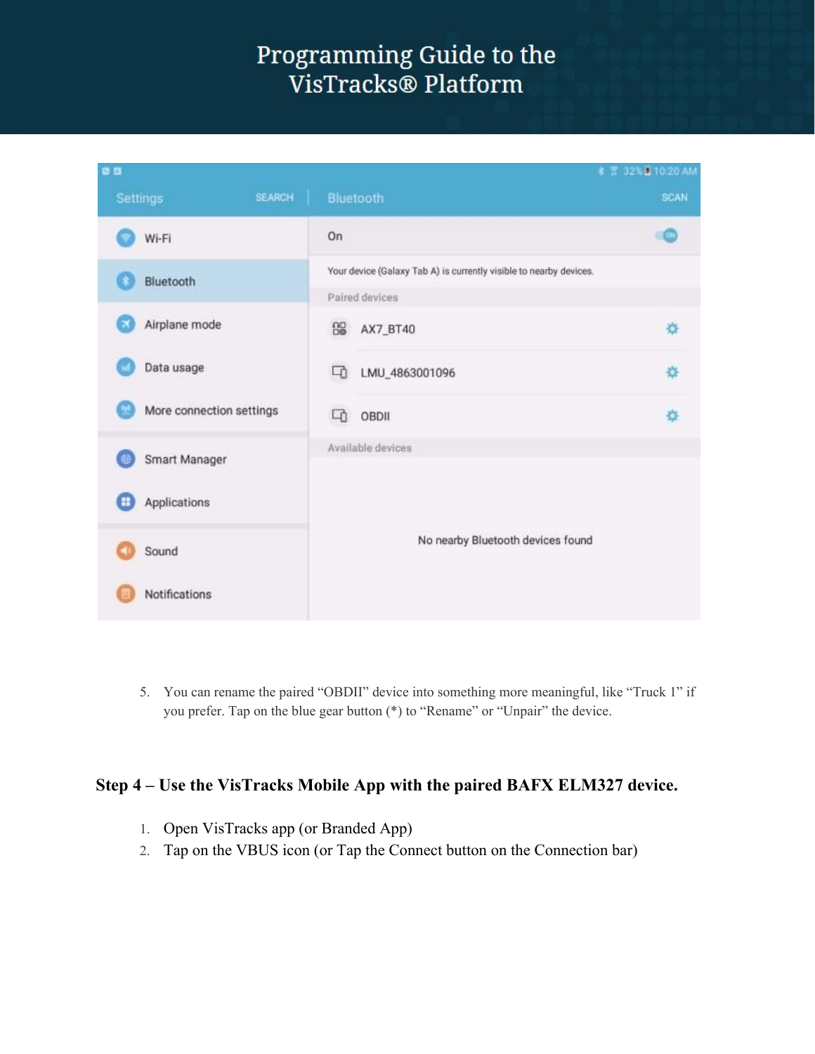5. You can rename the paired "OBDII" device into something more meaningful, like "Truck 1" if you prefer. Tap on the blue gear button (*) to "Rename" or "Unpair" the device.

## Step 4 – Use the VisTracks Mobile App with the paired BAFX ELM327 device.

1. Open VisTracks app (or Branded App)
2. Tap on the VBUS icon (or Tap the Connect button on the Connection bar)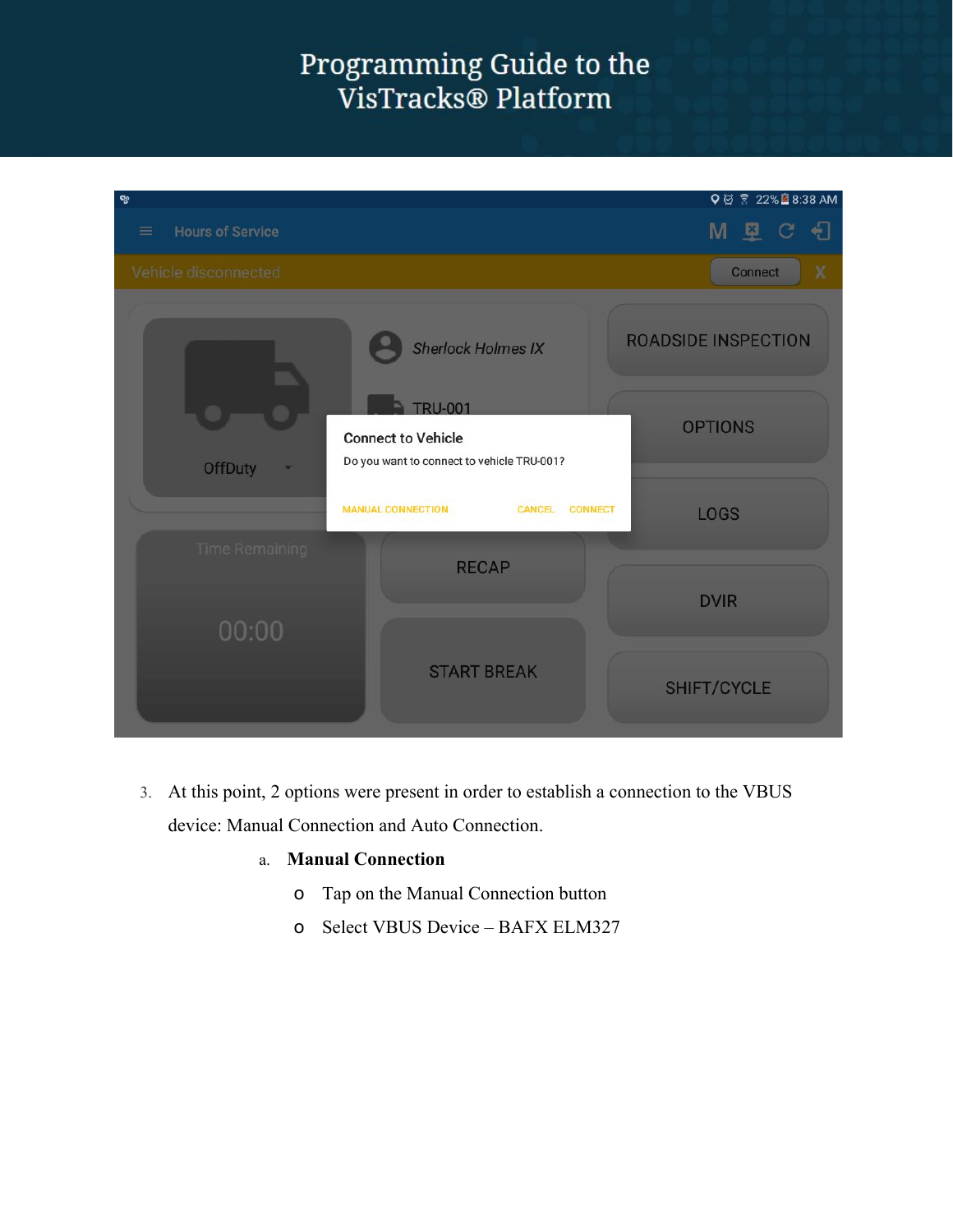3. At this point, 2 options were present in order to establish a connection to the VBUS device: Manual Connection and Auto Connection.

   a. **Manual Connection**

      - Tap on the Manual Connection button
      - Select VBUS Device – BAFX ELM327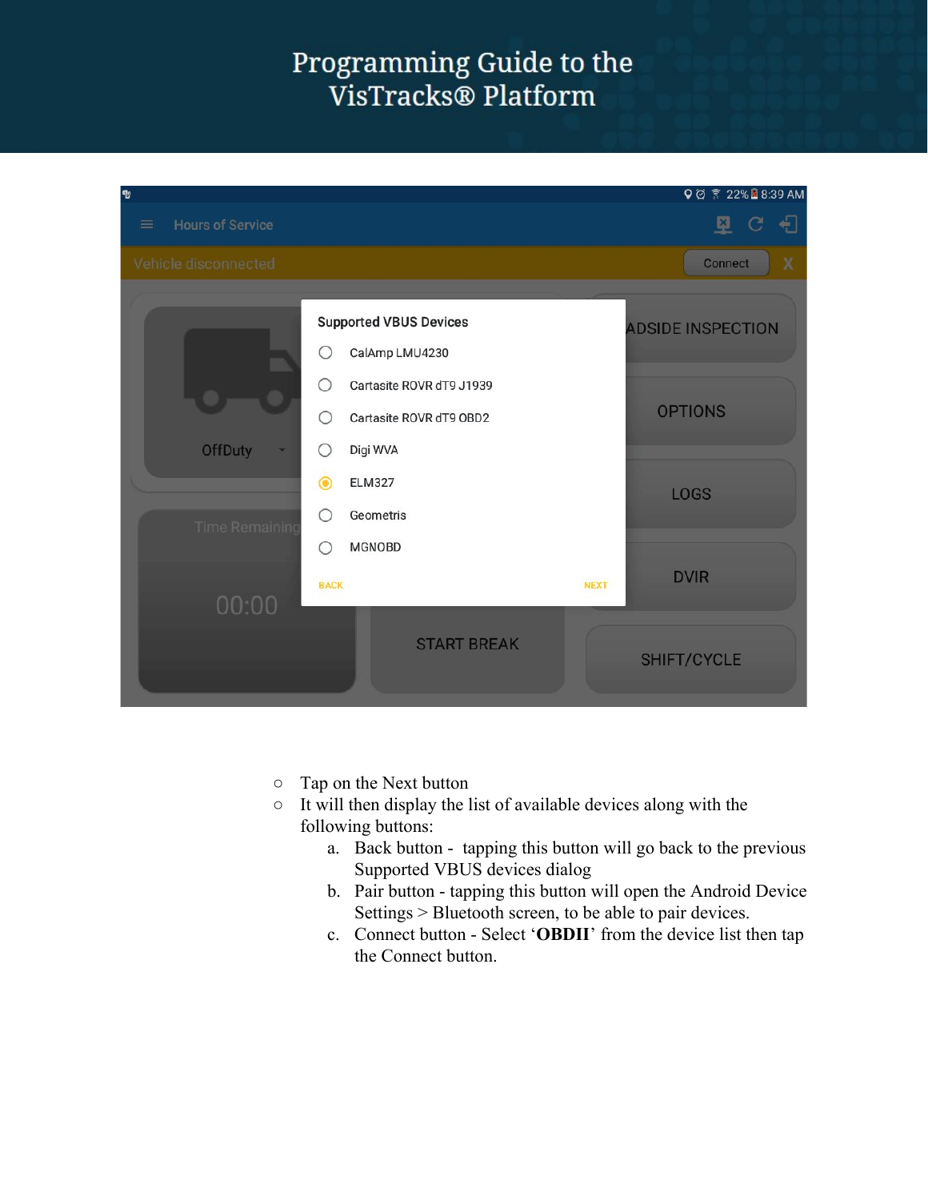- Tap on the Next button
- It will then display the list of available devices along with the following buttons:
  a. Back button - tapping this button will go back to the previous Supported VBUS devices dialog
  b. Pair button - tapping this button will open the Android Device Settings > Bluetooth screen, to be able to pair devices.
  c. Connect button - Select '**OBDII**' from the device list then tap the Connect button.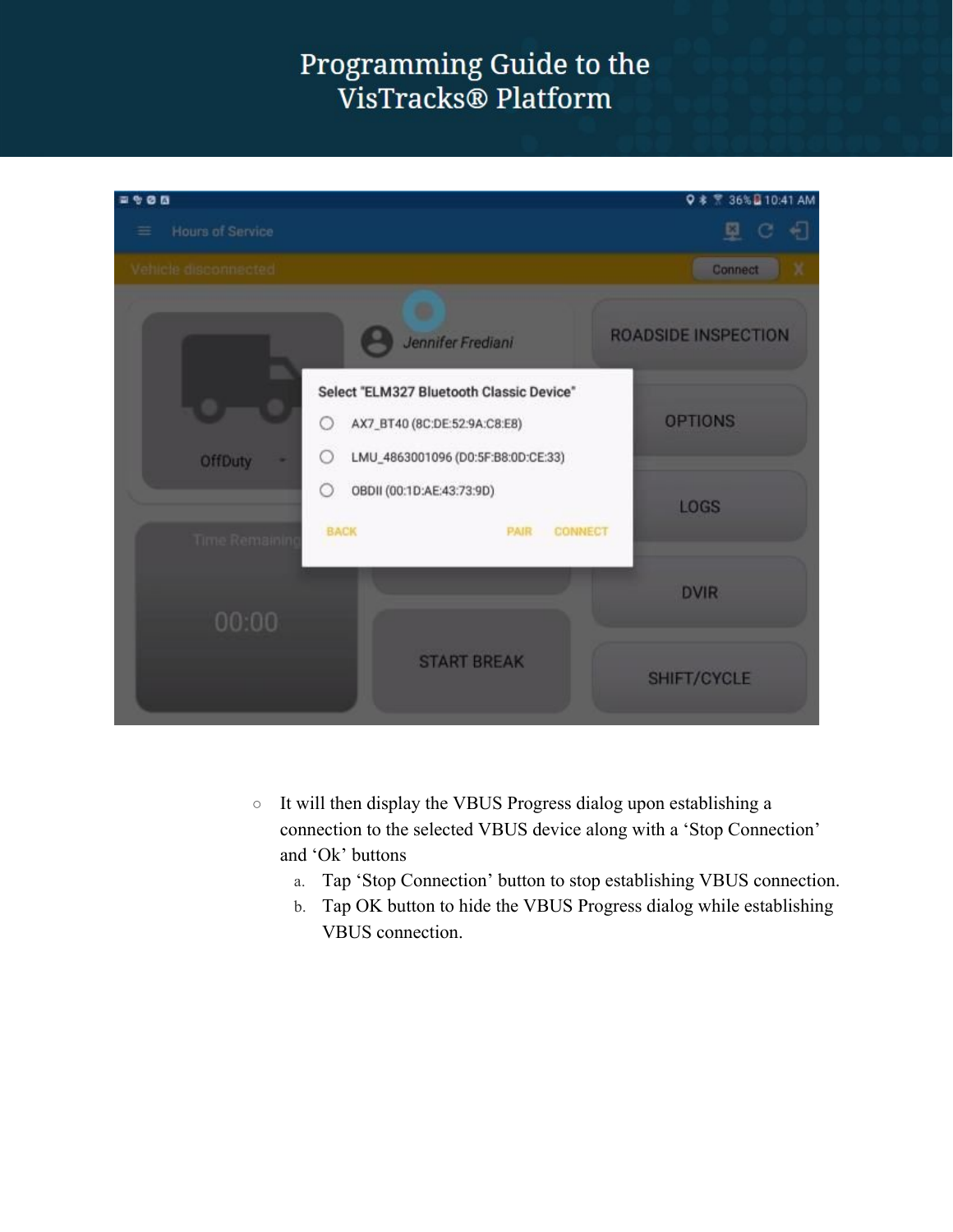- It will then display the VBUS Progress dialog upon establishing a connection to the selected VBUS device along with a 'Stop Connection' and 'Ok' buttons
  a. Tap 'Stop Connection' button to stop establishing VBUS connection.
  b. Tap OK button to hide the VBUS Progress dialog while establishing VBUS connection.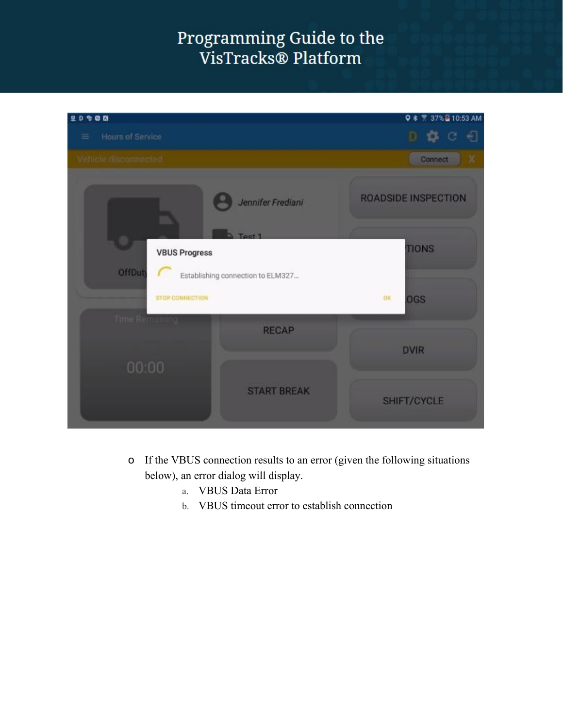- If the VBUS connection results to an error (given the following situations below), an error dialog will display.
    a. VBUS Data Error
    b. VBUS timeout error to establish connection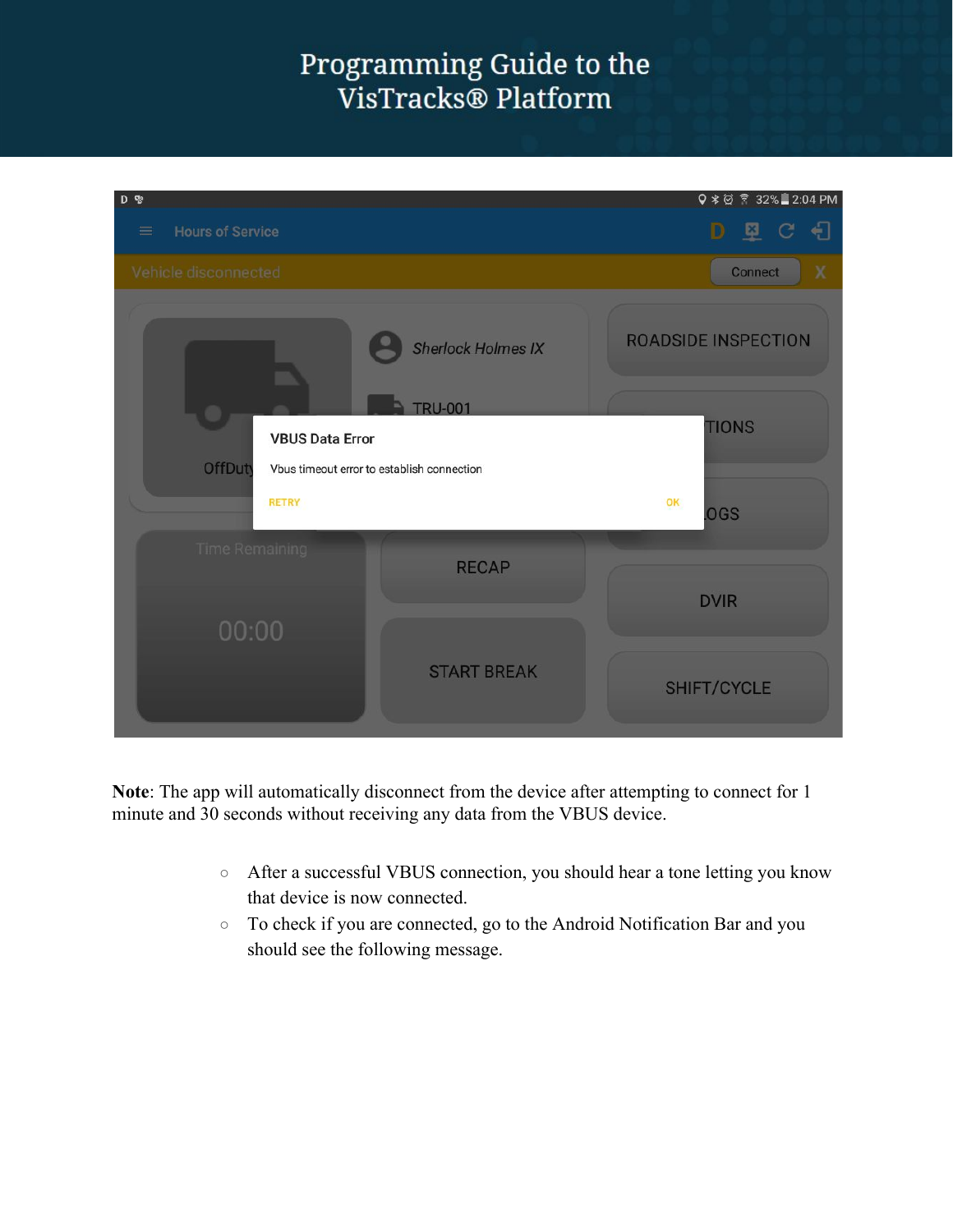**Note**: The app will automatically disconnect from the device after attempting to connect for 1 minute and 30 seconds without receiving any data from the VBUS device.

- After a successful VBUS connection, you should hear a tone letting you know that device is now connected.
- To check if you are connected, go to the Android Notification Bar and you should see the following message.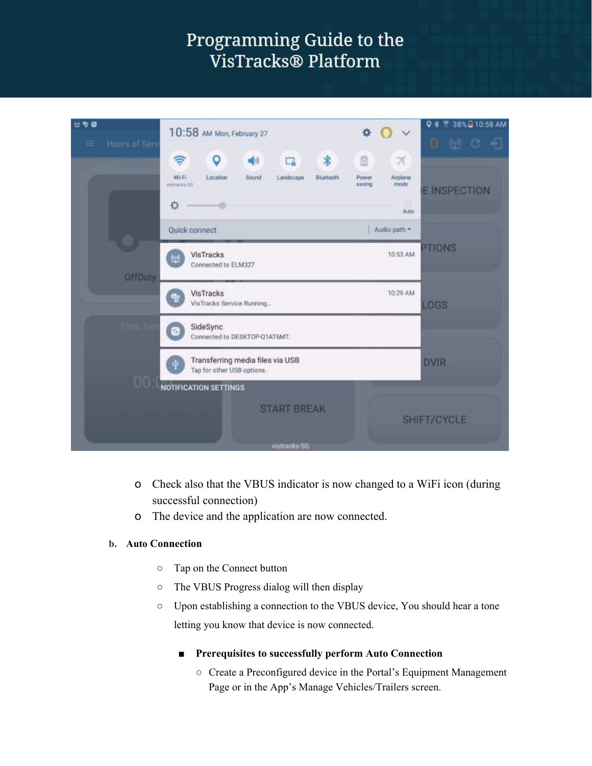- Check also that the VBUS indicator is now changed to a WiFi icon (during successful connection)
- The device and the application are now connected.

**b. Auto Connection**

- Tap on the Connect button
- The VBUS Progress dialog will then display
- Upon establishing a connection to the VBUS device, You should hear a tone letting you know that device is now connected.
  - **Prerequisites to successfully perform Auto Connection**
    - Create a Preconfigured device in the Portal's Equipment Management Page or in the App's Manage Vehicles/Trailers screen.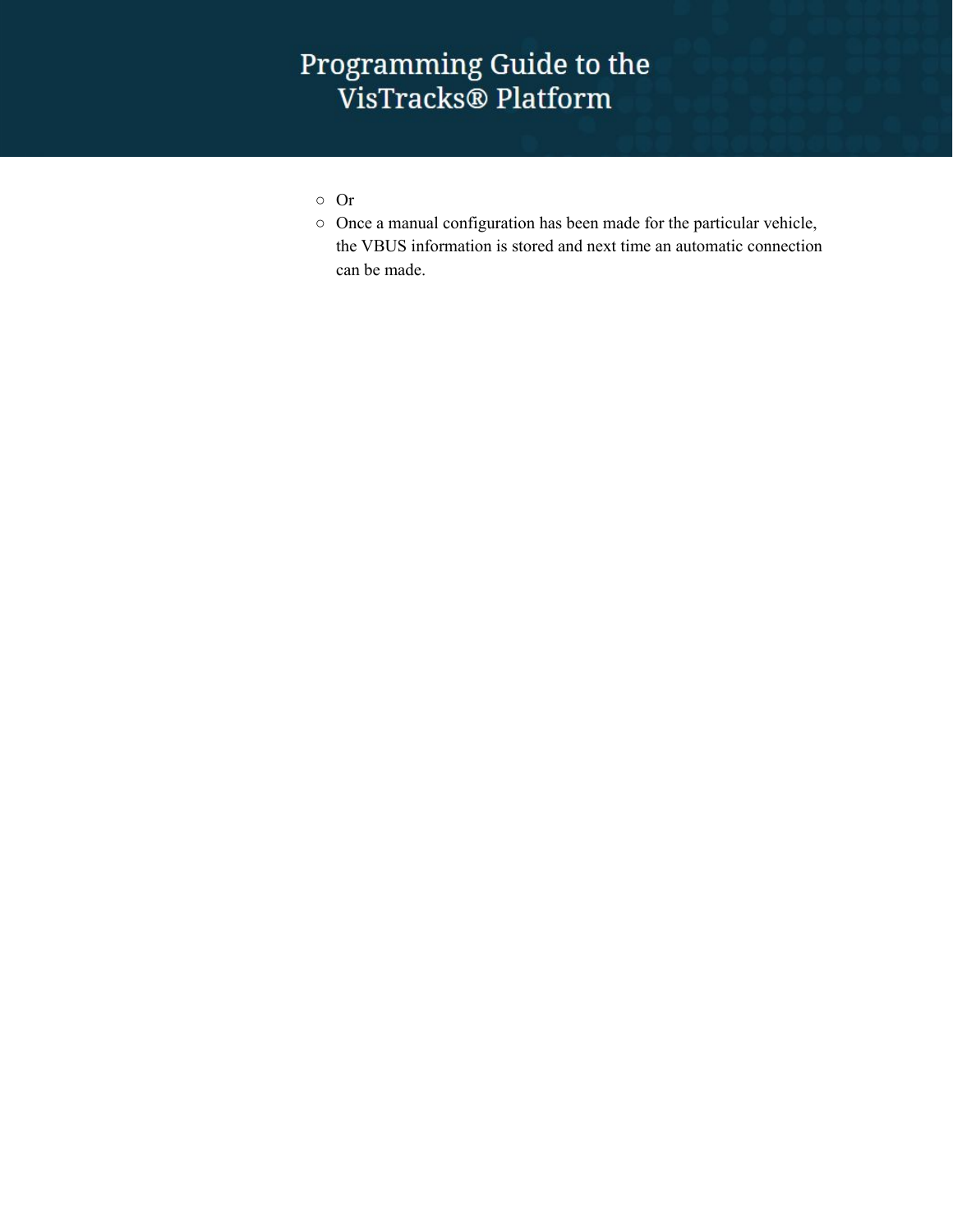- Or
- Once a manual configuration has been made for the particular vehicle, the VBUS information is stored and next time an automatic connection can be made.